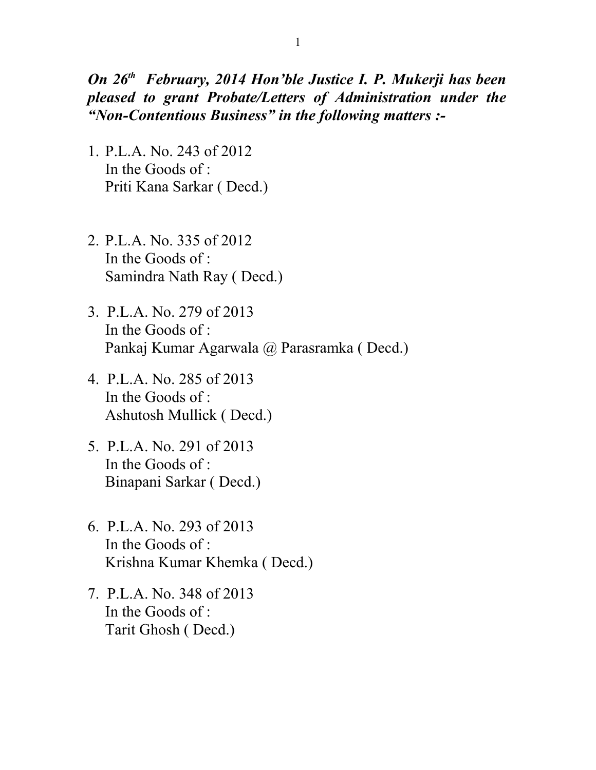***On 26th February, 2014 Hon'ble Justice I. P. Mukerji has been pleased to grant Probate/Letters of Administration under the "Non-Contentious Business" in the following matters :-***

1. P.L.A. No. 243 of 2012
   In the Goods of :
   Priti Kana Sarkar ( Decd.)

2. P.L.A. No. 335 of 2012
   In the Goods of :
   Samindra Nath Ray ( Decd.)

3. P.L.A. No. 279 of 2013
   In the Goods of :
   Pankaj Kumar Agarwala @ Parasramka ( Decd.)

4. P.L.A. No. 285 of 2013
   In the Goods of :
   Ashutosh Mullick ( Decd.)

5. P.L.A. No. 291 of 2013
   In the Goods of :
   Binapani Sarkar ( Decd.)

6. P.L.A. No. 293 of 2013
   In the Goods of :
   Krishna Kumar Khemka ( Decd.)

7. P.L.A. No. 348 of 2013
   In the Goods of :
   Tarit Ghosh ( Decd.)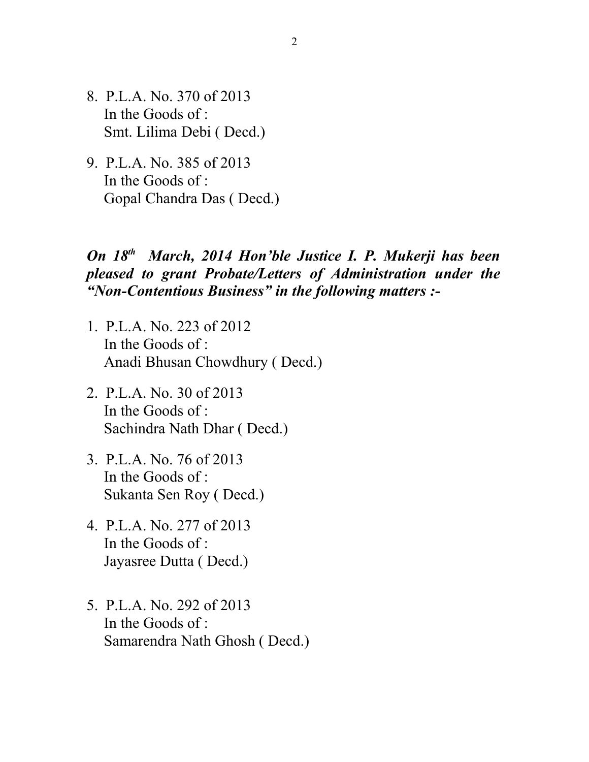8. P.L.A. No. 370 of 2013
   In the Goods of :
   Smt. Lilima Debi ( Decd.)

9. P.L.A. No. 385 of 2013
   In the Goods of :
   Gopal Chandra Das ( Decd.)

***On 18th March, 2014 Hon'ble Justice I. P. Mukerji has been pleased to grant Probate/Letters of Administration under the "Non-Contentious Business" in the following matters :-***

1. P.L.A. No. 223 of 2012
   In the Goods of :
   Anadi Bhusan Chowdhury ( Decd.)

2. P.L.A. No. 30 of 2013
   In the Goods of :
   Sachindra Nath Dhar ( Decd.)

3. P.L.A. No. 76 of 2013
   In the Goods of :
   Sukanta Sen Roy ( Decd.)

4. P.L.A. No. 277 of 2013
   In the Goods of :
   Jayasree Dutta ( Decd.)

5. P.L.A. No. 292 of 2013
   In the Goods of :
   Samarendra Nath Ghosh ( Decd.)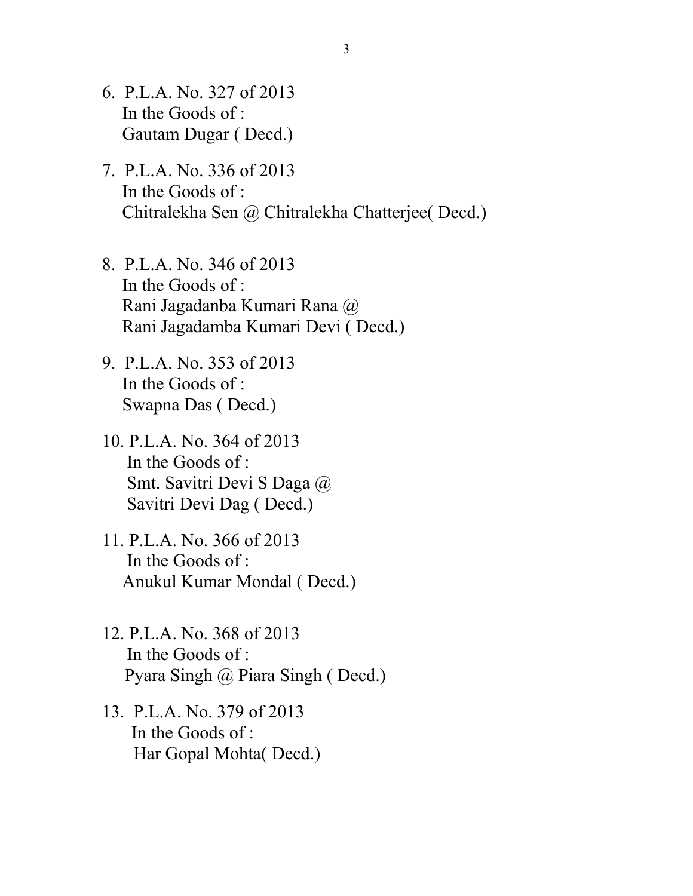6. P.L.A. No. 327 of 2013  
   In the Goods of :  
   Gautam Dugar ( Decd.)

7. P.L.A. No. 336 of 2013  
   In the Goods of :  
   Chitralekha Sen @ Chitralekha Chatterjee( Decd.)

8. P.L.A. No. 346 of 2013  
   In the Goods of :  
   Rani Jagadanba Kumari Rana @  
   Rani Jagadamba Kumari Devi ( Decd.)

9. P.L.A. No. 353 of 2013  
   In the Goods of :  
   Swapna Das ( Decd.)

10. P.L.A. No. 364 of 2013  
    In the Goods of :  
    Smt. Savitri Devi S Daga @  
    Savitri Devi Dag ( Decd.)

11. P.L.A. No. 366 of 2013  
    In the Goods of :  
    Anukul Kumar Mondal ( Decd.)

12. P.L.A. No. 368 of 2013  
    In the Goods of :  
    Pyara Singh @ Piara Singh ( Decd.)

13. P.L.A. No. 379 of 2013  
    In the Goods of :  
    Har Gopal Mohta( Decd.)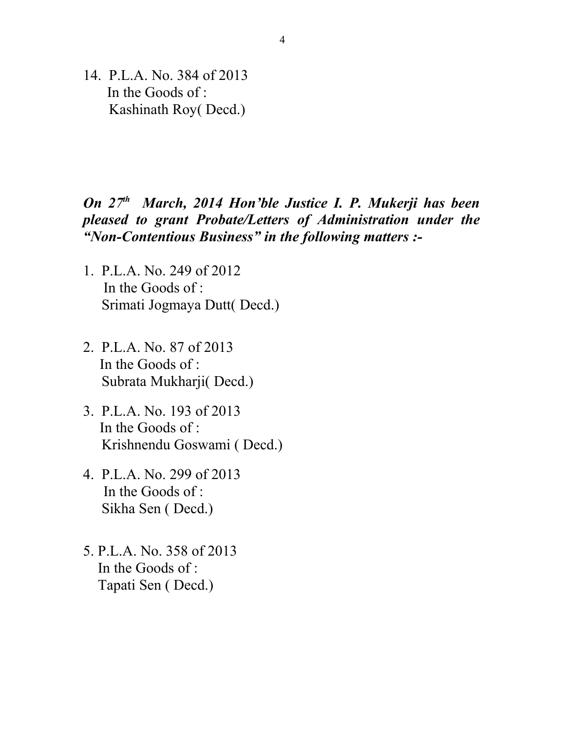14. P.L.A. No. 384 of 2013
    In the Goods of :
    Kashinath Roy( Decd.)

***On 27th March, 2014 Hon'ble Justice I. P. Mukerji has been pleased to grant Probate/Letters of Administration under the "Non-Contentious Business" in the following matters :-***

1. P.L.A. No. 249 of 2012
   In the Goods of :
   Srimati Jogmaya Dutt( Decd.)

2. P.L.A. No. 87 of 2013
   In the Goods of :
   Subrata Mukharji( Decd.)

3. P.L.A. No. 193 of 2013
   In the Goods of :
   Krishnendu Goswami ( Decd.)

4. P.L.A. No. 299 of 2013
   In the Goods of :
   Sikha Sen ( Decd.)

5. P.L.A. No. 358 of 2013
   In the Goods of :
   Tapati Sen ( Decd.)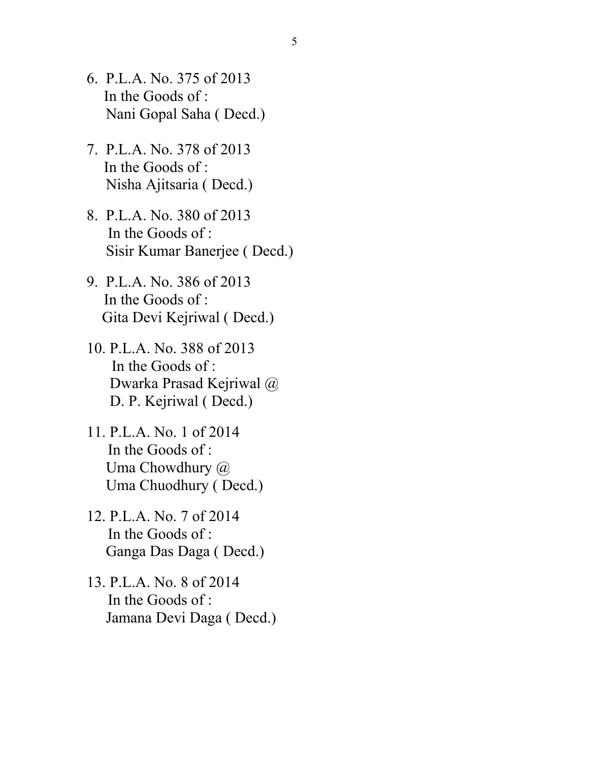6. P.L.A. No. 375 of 2013
   In the Goods of :
   Nani Gopal Saha ( Decd.)

7. P.L.A. No. 378 of 2013
   In the Goods of :
   Nisha Ajitsaria ( Decd.)

8. P.L.A. No. 380 of 2013
   In the Goods of :
   Sisir Kumar Banerjee ( Decd.)

9. P.L.A. No. 386 of 2013
   In the Goods of :
   Gita Devi Kejriwal ( Decd.)

10. P.L.A. No. 388 of 2013
    In the Goods of :
    Dwarka Prasad Kejriwal @
    D. P. Kejriwal ( Decd.)

11. P.L.A. No. 1 of 2014
    In the Goods of :
    Uma Chowdhury @
    Uma Chuodhury ( Decd.)

12. P.L.A. No. 7 of 2014
    In the Goods of :
    Ganga Das Daga ( Decd.)

13. P.L.A. No. 8 of 2014
    In the Goods of :
    Jamana Devi Daga ( Decd.)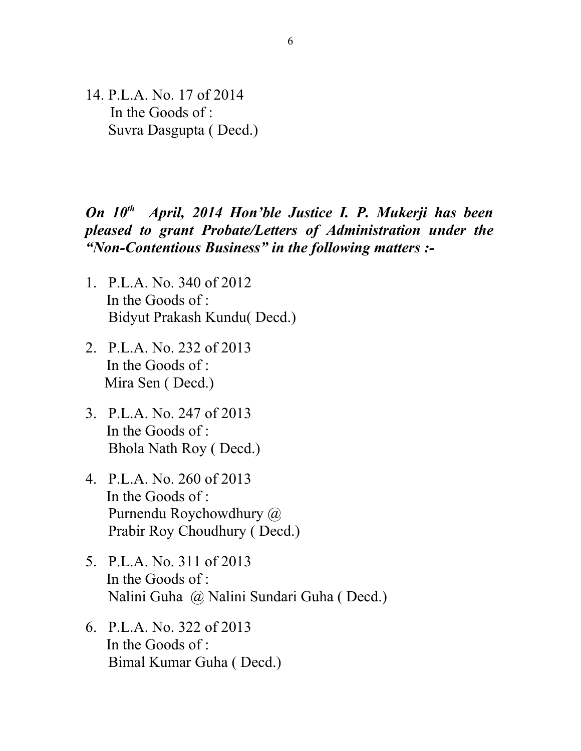14. P.L.A. No. 17 of 2014
    In the Goods of :
    Suvra Dasgupta ( Decd.)

***On 10th April, 2014 Hon'ble Justice I. P. Mukerji has been pleased to grant Probate/Letters of Administration under the "Non-Contentious Business" in the following matters :-***

1. P.L.A. No. 340 of 2012
   In the Goods of :
   Bidyut Prakash Kundu( Decd.)

2. P.L.A. No. 232 of 2013
   In the Goods of :
   Mira Sen ( Decd.)

3. P.L.A. No. 247 of 2013
   In the Goods of :
   Bhola Nath Roy ( Decd.)

4. P.L.A. No. 260 of 2013
   In the Goods of :
   Purnendu Roychowdhury @
   Prabir Roy Choudhury ( Decd.)

5. P.L.A. No. 311 of 2013
   In the Goods of :
   Nalini Guha @ Nalini Sundari Guha ( Decd.)

6. P.L.A. No. 322 of 2013
   In the Goods of :
   Bimal Kumar Guha ( Decd.)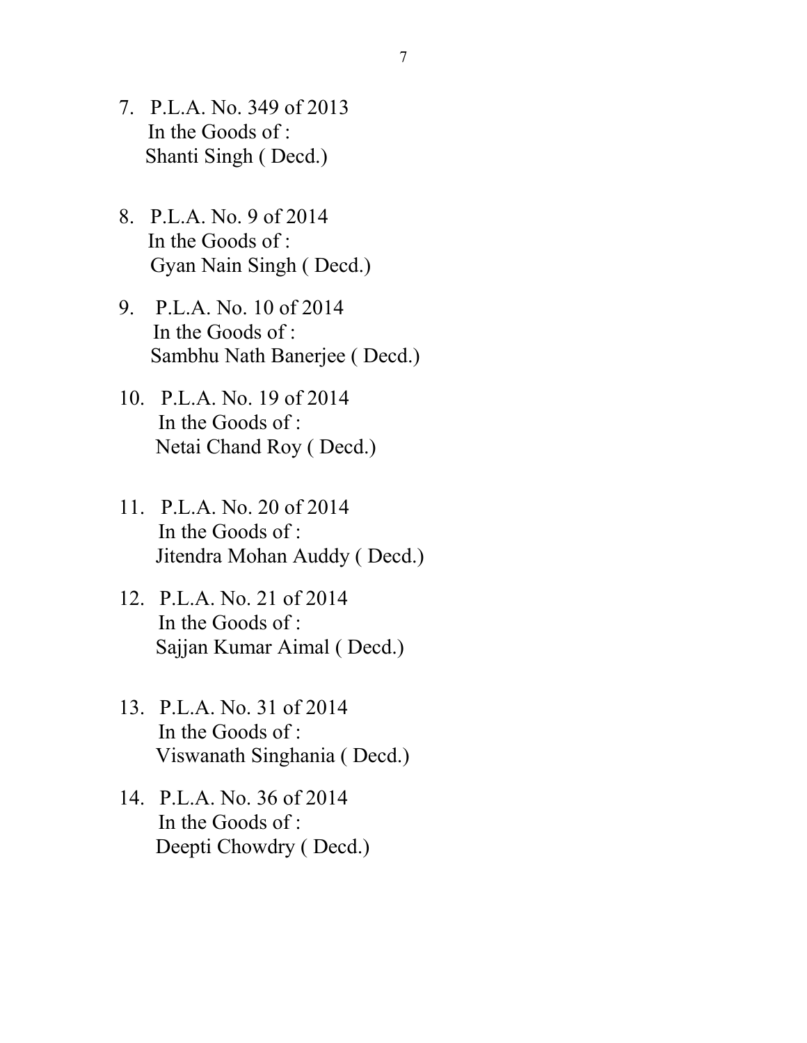7. P.L.A. No. 349 of 2013
   In the Goods of :
   Shanti Singh ( Decd.)

8. P.L.A. No. 9 of 2014
   In the Goods of :
   Gyan Nain Singh ( Decd.)

9. P.L.A. No. 10 of 2014
   In the Goods of :
   Sambhu Nath Banerjee ( Decd.)

10. P.L.A. No. 19 of 2014
    In the Goods of :
    Netai Chand Roy ( Decd.)

11. P.L.A. No. 20 of 2014
    In the Goods of :
    Jitendra Mohan Auddy ( Decd.)

12. P.L.A. No. 21 of 2014
    In the Goods of :
    Sajjan Kumar Aimal ( Decd.)

13. P.L.A. No. 31 of 2014
    In the Goods of :
    Viswanath Singhania ( Decd.)

14. P.L.A. No. 36 of 2014
    In the Goods of :
    Deepti Chowdry ( Decd.)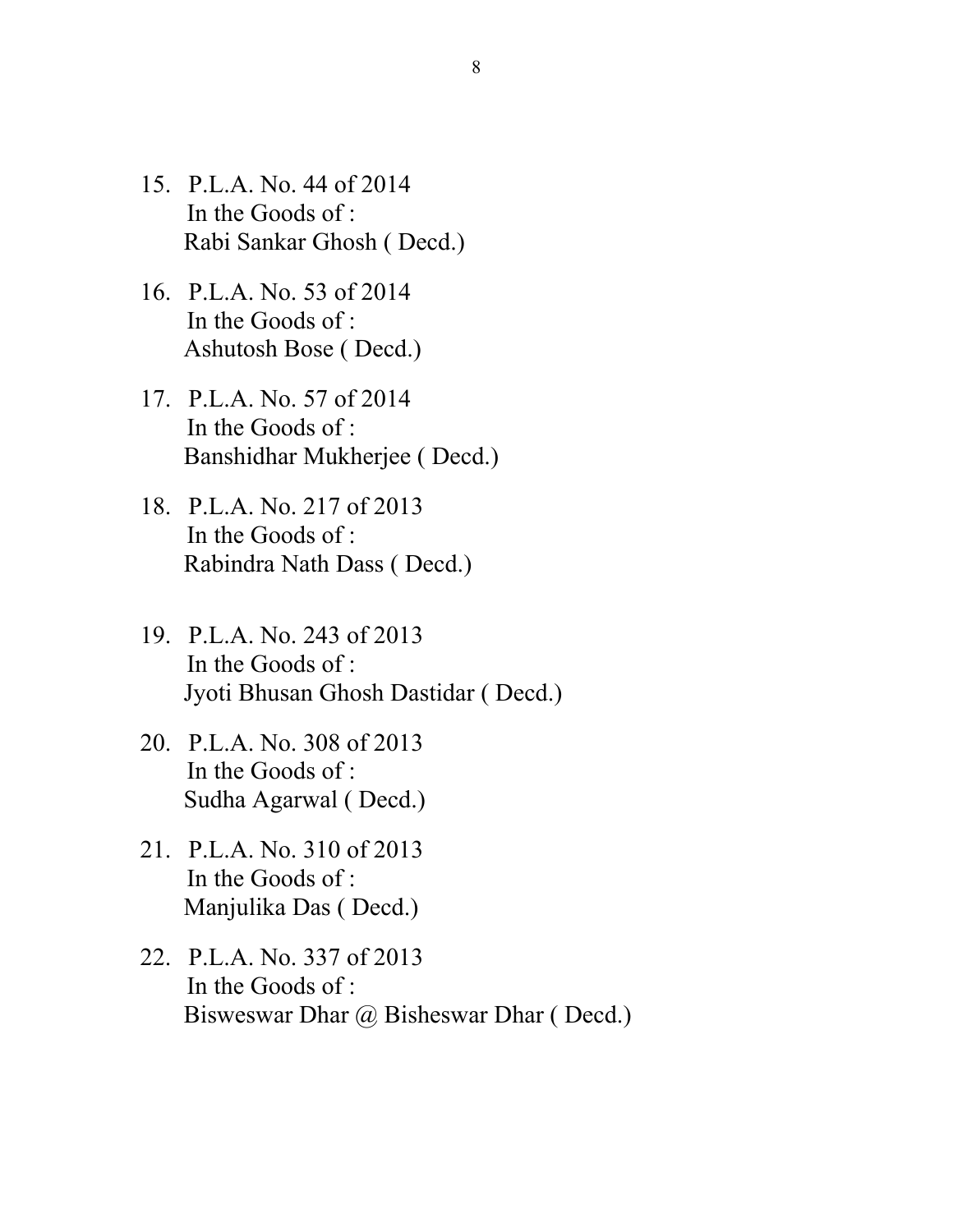15. P.L.A. No. 44 of 2014
    In the Goods of :
    Rabi Sankar Ghosh ( Decd.)

16. P.L.A. No. 53 of 2014
    In the Goods of :
    Ashutosh Bose ( Decd.)

17. P.L.A. No. 57 of 2014
    In the Goods of :
    Banshidhar Mukherjee ( Decd.)

18. P.L.A. No. 217 of 2013
    In the Goods of :
    Rabindra Nath Dass ( Decd.)

19. P.L.A. No. 243 of 2013
    In the Goods of :
    Jyoti Bhusan Ghosh Dastidar ( Decd.)

20. P.L.A. No. 308 of 2013
    In the Goods of :
    Sudha Agarwal ( Decd.)

21. P.L.A. No. 310 of 2013
    In the Goods of :
    Manjulika Das ( Decd.)

22. P.L.A. No. 337 of 2013
    In the Goods of :
    Bisweswar Dhar @ Bisheswar Dhar ( Decd.)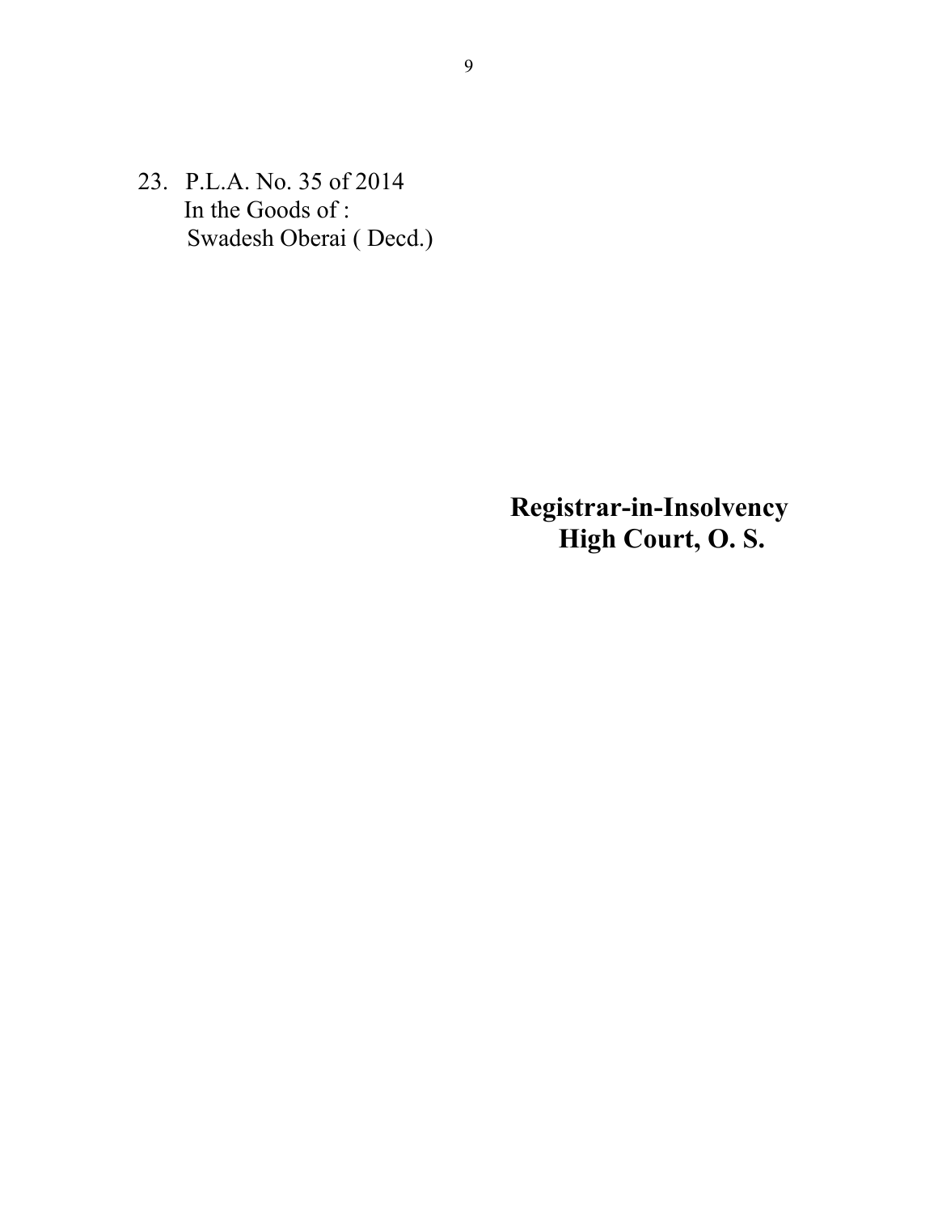23. P.L.A. No. 35 of 2014
    In the Goods of :
    Swadesh Oberai ( Decd.)

**Registrar-in-Insolvency**
**High Court, O. S.**